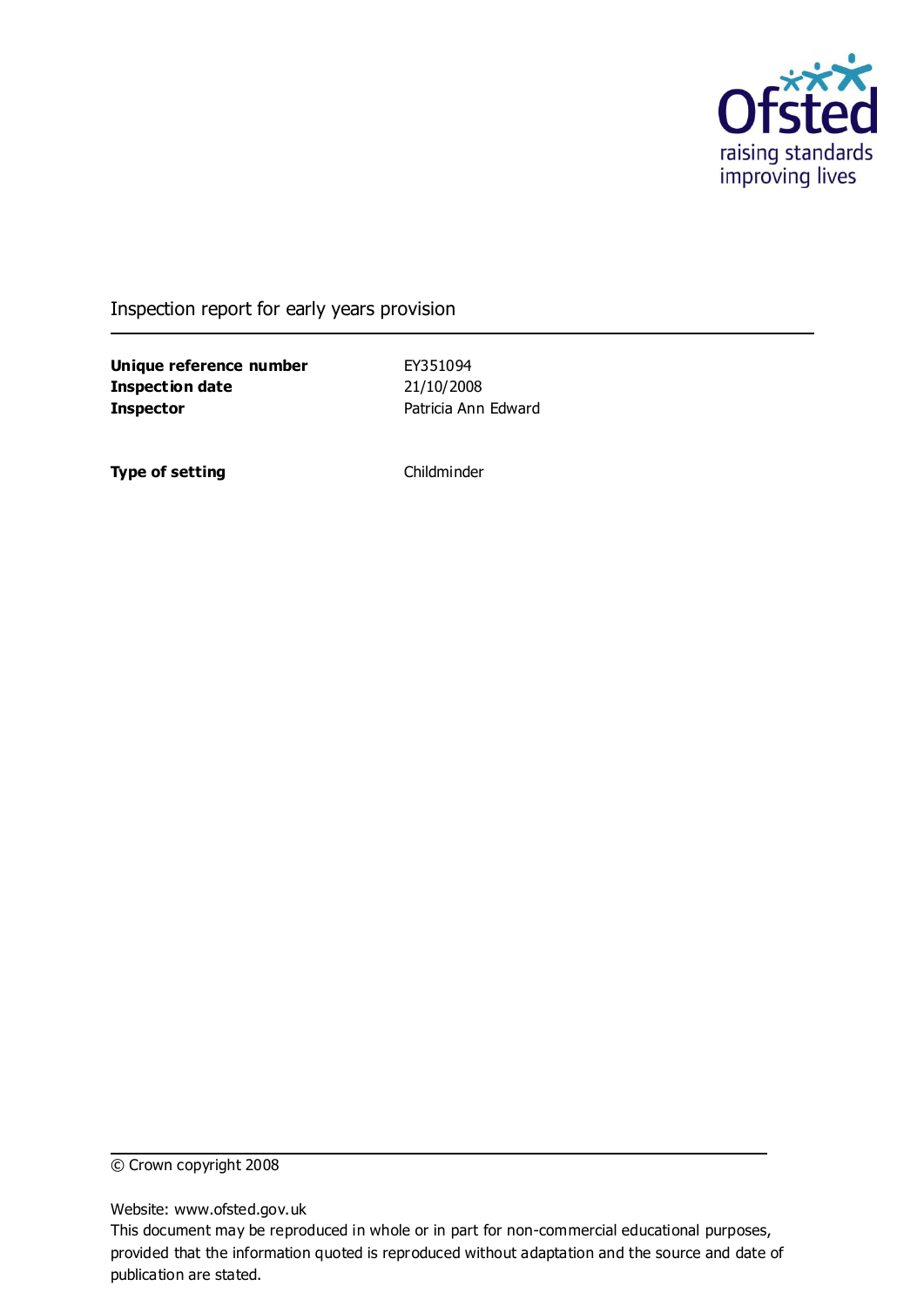Ofsted
raising standards
improving lives

Inspection report for early years provision

| | |
|---|---|
| **Unique reference number** | EY351094 |
| **Inspection date** | 21/10/2008 |
| **Inspector** | Patricia Ann Edward |

| | |
|---|---|
| **Type of setting** | Childminder |

© Crown copyright 2008

Website: www.ofsted.gov.uk
This document may be reproduced in whole or in part for non-commercial educational purposes, provided that the information quoted is reproduced without adaptation and the source and date of publication are stated.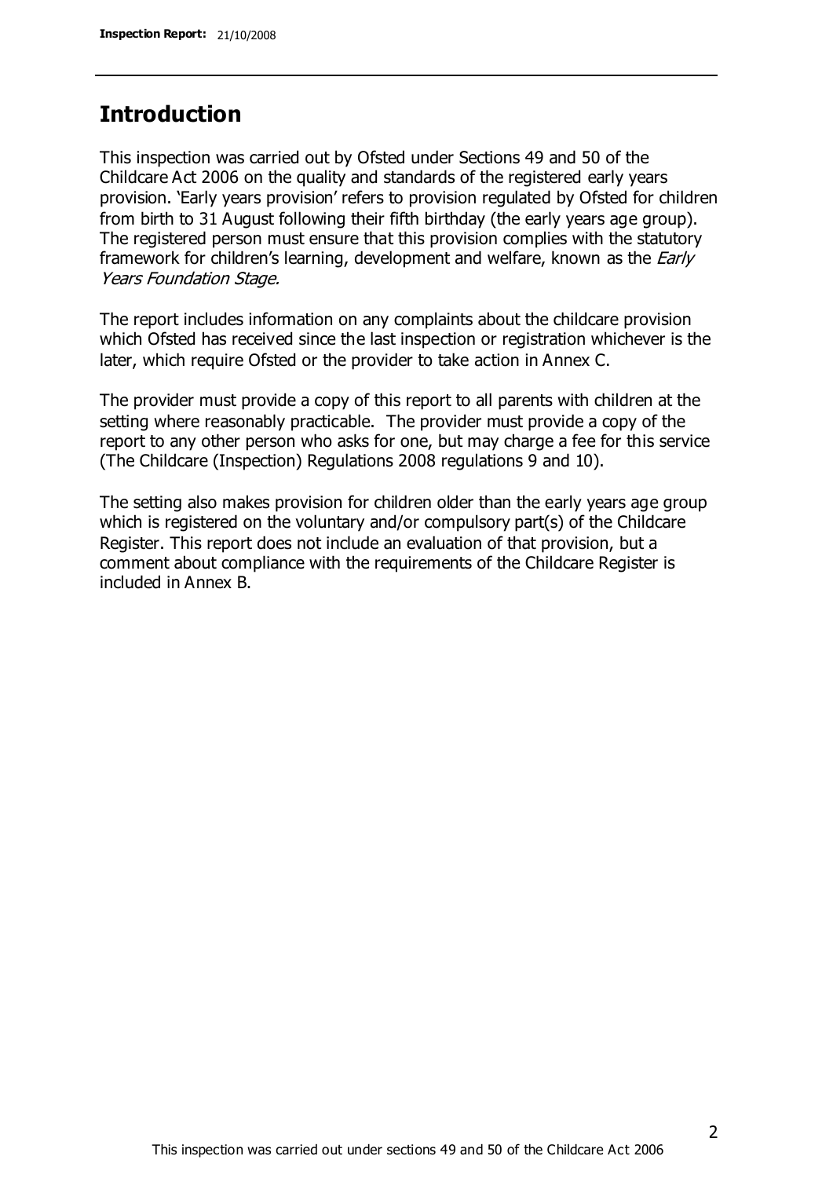## Introduction

This inspection was carried out by Ofsted under Sections 49 and 50 of the Childcare Act 2006 on the quality and standards of the registered early years provision. 'Early years provision' refers to provision regulated by Ofsted for children from birth to 31 August following their fifth birthday (the early years age group). The registered person must ensure that this provision complies with the statutory framework for children's learning, development and welfare, known as the *Early Years Foundation Stage.*

The report includes information on any complaints about the childcare provision which Ofsted has received since the last inspection or registration whichever is the later, which require Ofsted or the provider to take action in Annex C.

The provider must provide a copy of this report to all parents with children at the setting where reasonably practicable. The provider must provide a copy of the report to any other person who asks for one, but may charge a fee for this service (The Childcare (Inspection) Regulations 2008 regulations 9 and 10).

The setting also makes provision for children older than the early years age group which is registered on the voluntary and/or compulsory part(s) of the Childcare Register. This report does not include an evaluation of that provision, but a comment about compliance with the requirements of the Childcare Register is included in Annex B.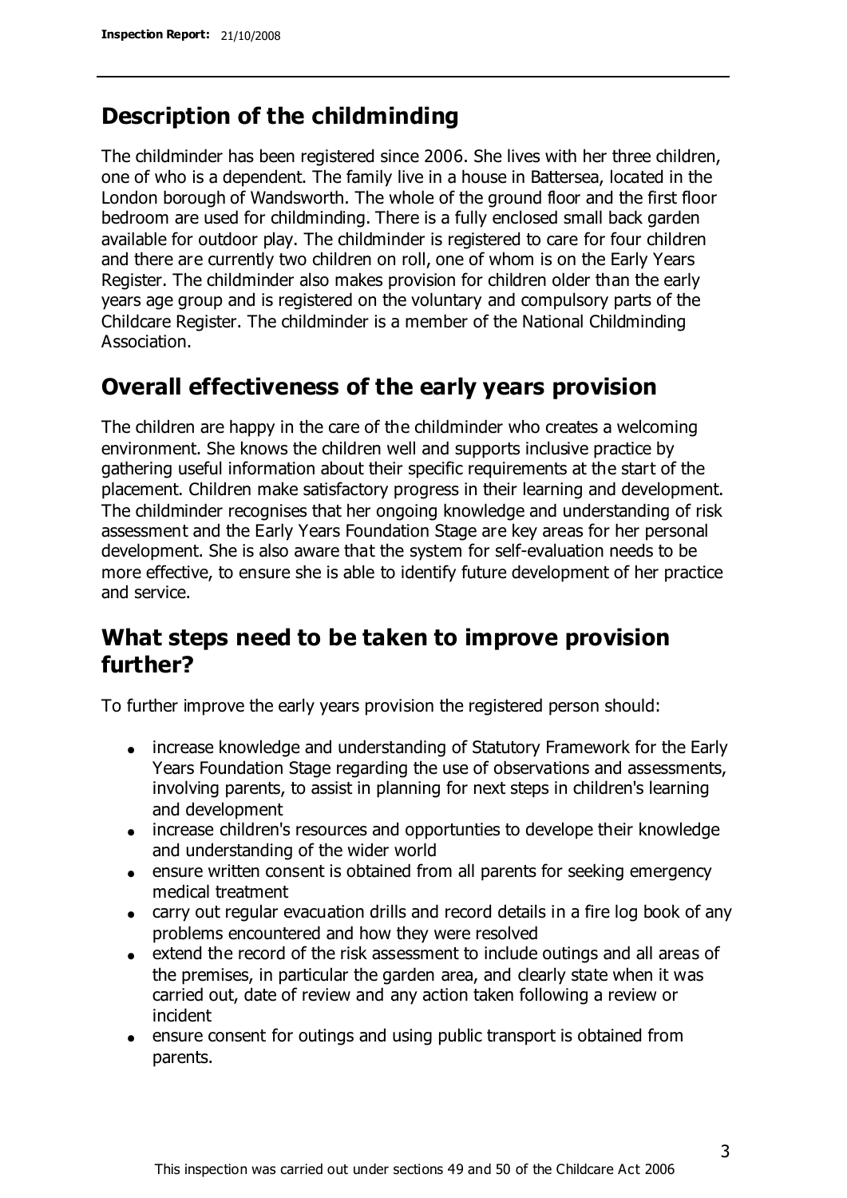## Description of the childminding

The childminder has been registered since 2006. She lives with her three children, one of who is a dependent. The family live in a house in Battersea, located in the London borough of Wandsworth. The whole of the ground floor and the first floor bedroom are used for childminding. There is a fully enclosed small back garden available for outdoor play. The childminder is registered to care for four children and there are currently two children on roll, one of whom is on the Early Years Register. The childminder also makes provision for children older than the early years age group and is registered on the voluntary and compulsory parts of the Childcare Register. The childminder is a member of the National Childminding Association.

## Overall effectiveness of the early years provision

The children are happy in the care of the childminder who creates a welcoming environment. She knows the children well and supports inclusive practice by gathering useful information about their specific requirements at the start of the placement. Children make satisfactory progress in their learning and development. The childminder recognises that her ongoing knowledge and understanding of risk assessment and the Early Years Foundation Stage are key areas for her personal development. She is also aware that the system for self-evaluation needs to be more effective, to ensure she is able to identify future development of her practice and service.

## What steps need to be taken to improve provision further?

To further improve the early years provision the registered person should:

- increase knowledge and understanding of Statutory Framework for the Early Years Foundation Stage regarding the use of observations and assessments, involving parents, to assist in planning for next steps in children's learning and development
- increase children's resources and opportunties to develope their knowledge and understanding of the wider world
- ensure written consent is obtained from all parents for seeking emergency medical treatment
- carry out regular evacuation drills and record details in a fire log book of any problems encountered and how they were resolved
- extend the record of the risk assessment to include outings and all areas of the premises, in particular the garden area, and clearly state when it was carried out, date of review and any action taken following a review or incident
- ensure consent for outings and using public transport is obtained from parents.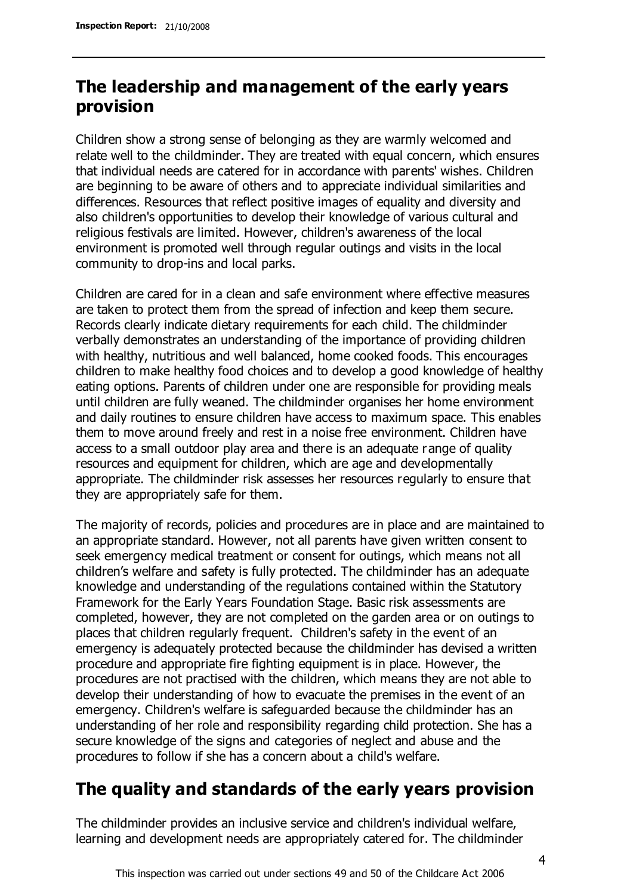## The leadership and management of the early years provision

Children show a strong sense of belonging as they are warmly welcomed and relate well to the childminder. They are treated with equal concern, which ensures that individual needs are catered for in accordance with parents' wishes. Children are beginning to be aware of others and to appreciate individual similarities and differences. Resources that reflect positive images of equality and diversity and also children's opportunities to develop their knowledge of various cultural and religious festivals are limited. However, children's awareness of the local environment is promoted well through regular outings and visits in the local community to drop-ins and local parks.

Children are cared for in a clean and safe environment where effective measures are taken to protect them from the spread of infection and keep them secure. Records clearly indicate dietary requirements for each child. The childminder verbally demonstrates an understanding of the importance of providing children with healthy, nutritious and well balanced, home cooked foods. This encourages children to make healthy food choices and to develop a good knowledge of healthy eating options. Parents of children under one are responsible for providing meals until children are fully weaned. The childminder organises her home environment and daily routines to ensure children have access to maximum space. This enables them to move around freely and rest in a noise free environment. Children have access to a small outdoor play area and there is an adequate range of quality resources and equipment for children, which are age and developmentally appropriate. The childminder risk assesses her resources regularly to ensure that they are appropriately safe for them.

The majority of records, policies and procedures are in place and are maintained to an appropriate standard. However, not all parents have given written consent to seek emergency medical treatment or consent for outings, which means not all children's welfare and safety is fully protected. The childminder has an adequate knowledge and understanding of the regulations contained within the Statutory Framework for the Early Years Foundation Stage. Basic risk assessments are completed, however, they are not completed on the garden area or on outings to places that children regularly frequent. Children's safety in the event of an emergency is adequately protected because the childminder has devised a written procedure and appropriate fire fighting equipment is in place. However, the procedures are not practised with the children, which means they are not able to develop their understanding of how to evacuate the premises in the event of an emergency. Children's welfare is safeguarded because the childminder has an understanding of her role and responsibility regarding child protection. She has a secure knowledge of the signs and categories of neglect and abuse and the procedures to follow if she has a concern about a child's welfare.

## The quality and standards of the early years provision

The childminder provides an inclusive service and children's individual welfare, learning and development needs are appropriately catered for. The childminder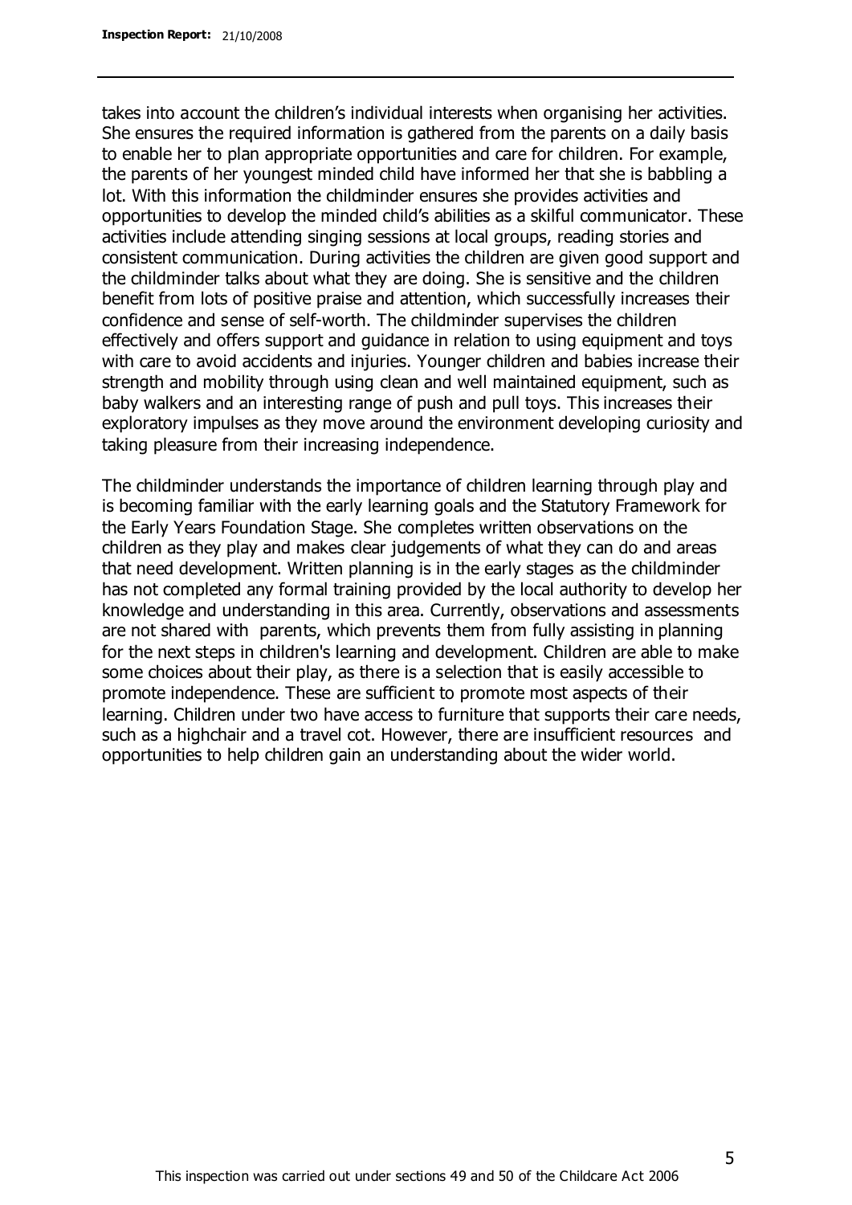takes into account the children's individual interests when organising her activities. She ensures the required information is gathered from the parents on a daily basis to enable her to plan appropriate opportunities and care for children. For example, the parents of her youngest minded child have informed her that she is babbling a lot. With this information the childminder ensures she provides activities and opportunities to develop the minded child's abilities as a skilful communicator. These activities include attending singing sessions at local groups, reading stories and consistent communication. During activities the children are given good support and the childminder talks about what they are doing. She is sensitive and the children benefit from lots of positive praise and attention, which successfully increases their confidence and sense of self-worth. The childminder supervises the children effectively and offers support and guidance in relation to using equipment and toys with care to avoid accidents and injuries. Younger children and babies increase their strength and mobility through using clean and well maintained equipment, such as baby walkers and an interesting range of push and pull toys. This increases their exploratory impulses as they move around the environment developing curiosity and taking pleasure from their increasing independence.

The childminder understands the importance of children learning through play and is becoming familiar with the early learning goals and the Statutory Framework for the Early Years Foundation Stage. She completes written observations on the children as they play and makes clear judgements of what they can do and areas that need development. Written planning is in the early stages as the childminder has not completed any formal training provided by the local authority to develop her knowledge and understanding in this area. Currently, observations and assessments are not shared with parents, which prevents them from fully assisting in planning for the next steps in children's learning and development. Children are able to make some choices about their play, as there is a selection that is easily accessible to promote independence. These are sufficient to promote most aspects of their learning. Children under two have access to furniture that supports their care needs, such as a highchair and a travel cot. However, there are insufficient resources and opportunities to help children gain an understanding about the wider world.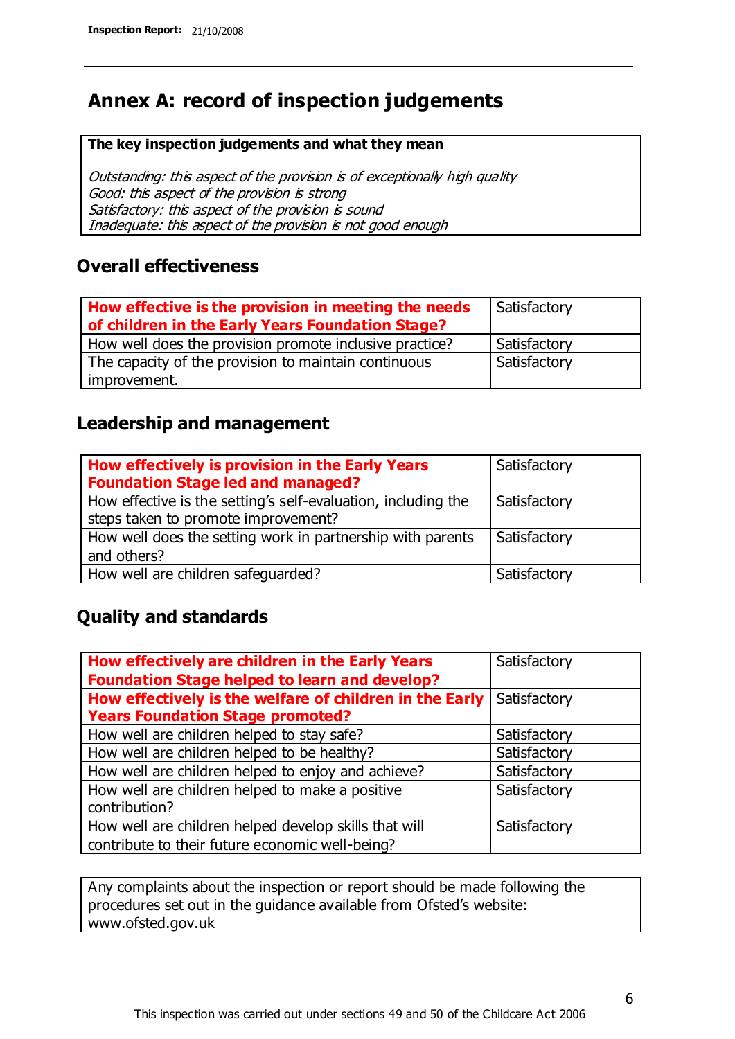# Annex A: record of inspection judgements

**The key inspection judgements and what they mean**

*Outstanding: this aspect of the provision is of exceptionally high quality*
*Good: this aspect of the provision is strong*
*Satisfactory: this aspect of the provision is sound*
*Inadequate: this aspect of the provision is not good enough*

## Overall effectiveness

| **How effective is the provision in meeting the needs of children in the Early Years Foundation Stage?** | Satisfactory |
|---|---|
| How well does the provision promote inclusive practice? | Satisfactory |
| The capacity of the provision to maintain continuous improvement. | Satisfactory |

## Leadership and management

| **How effectively is provision in the Early Years Foundation Stage led and managed?** | Satisfactory |
|---|---|
| How effective is the setting's self-evaluation, including the steps taken to promote improvement? | Satisfactory |
| How well does the setting work in partnership with parents and others? | Satisfactory |
| How well are children safeguarded? | Satisfactory |

## Quality and standards

| **How effectively are children in the Early Years Foundation Stage helped to learn and develop?** | Satisfactory |
|---|---|
| **How effectively is the welfare of children in the Early Years Foundation Stage promoted?** | Satisfactory |
| How well are children helped to stay safe? | Satisfactory |
| How well are children helped to be healthy? | Satisfactory |
| How well are children helped to enjoy and achieve? | Satisfactory |
| How well are children helped to make a positive contribution? | Satisfactory |
| How well are children helped develop skills that will contribute to their future economic well-being? | Satisfactory |

Any complaints about the inspection or report should be made following the procedures set out in the guidance available from Ofsted's website: www.ofsted.gov.uk

This inspection was carried out under sections 49 and 50 of the Childcare Act 2006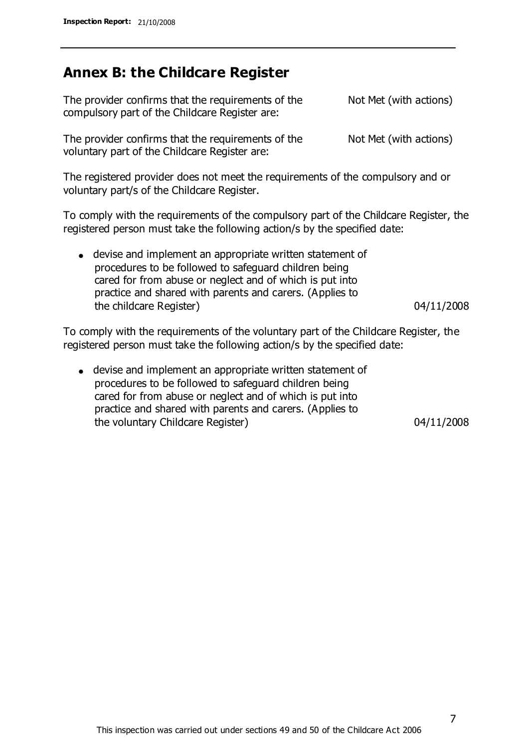## Annex B: the Childcare Register

| | |
|---|---|
| The provider confirms that the requirements of the compulsory part of the Childcare Register are: | Not Met (with actions) |
| The provider confirms that the requirements of the voluntary part of the Childcare Register are: | Not Met (with actions) |

The registered provider does not meet the requirements of the compulsory and or voluntary part/s of the Childcare Register.

To comply with the requirements of the compulsory part of the Childcare Register, the registered person must take the following action/s by the specified date:

| | |
|---|---|
| • devise and implement an appropriate written statement of procedures to be followed to safeguard children being cared for from abuse or neglect and of which is put into practice and shared with parents and carers. (Applies to the childcare Register) | 04/11/2008 |

To comply with the requirements of the voluntary part of the Childcare Register, the registered person must take the following action/s by the specified date:

| | |
|---|---|
| • devise and implement an appropriate written statement of procedures to be followed to safeguard children being cared for from abuse or neglect and of which is put into practice and shared with parents and carers. (Applies to the voluntary Childcare Register) | 04/11/2008 |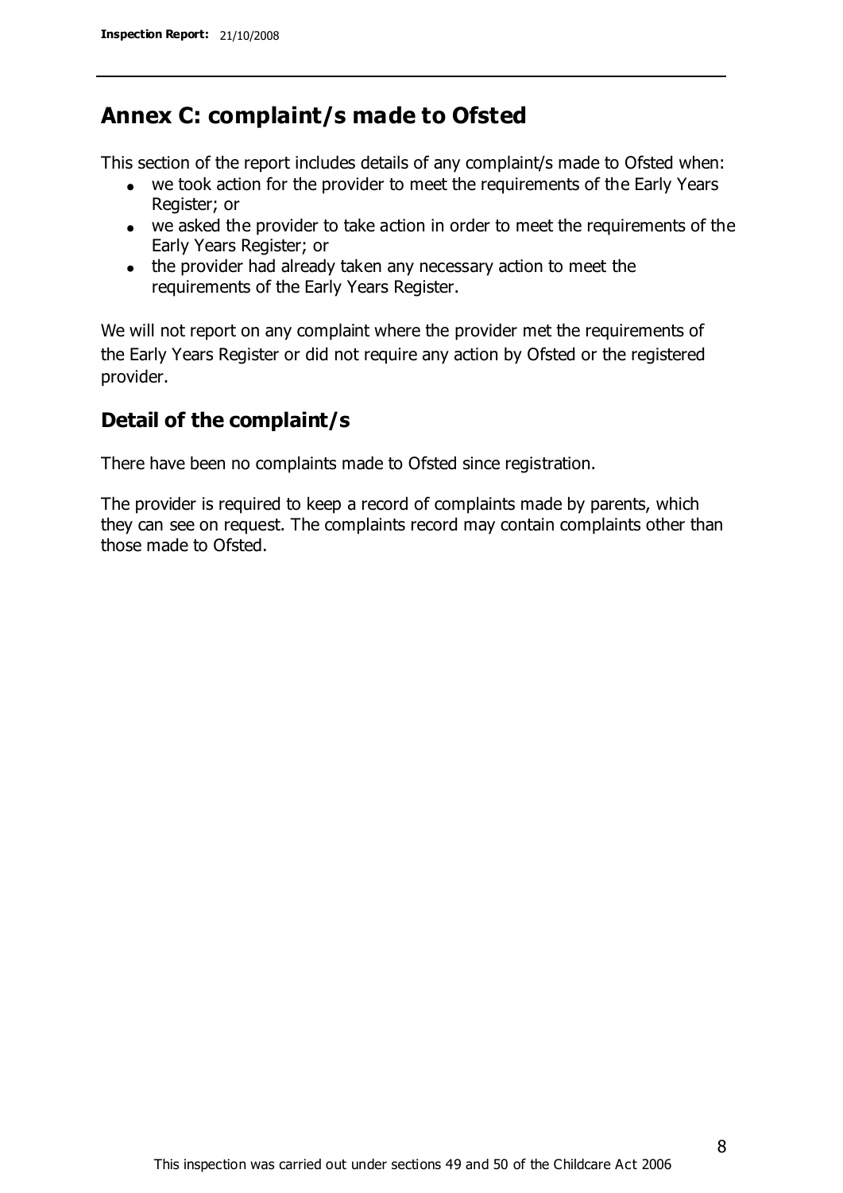## Annex C: complaint/s made to Ofsted

This section of the report includes details of any complaint/s made to Ofsted when:

- we took action for the provider to meet the requirements of the Early Years Register; or
- we asked the provider to take action in order to meet the requirements of the Early Years Register; or
- the provider had already taken any necessary action to meet the requirements of the Early Years Register.

We will not report on any complaint where the provider met the requirements of the Early Years Register or did not require any action by Ofsted or the registered provider.

### Detail of the complaint/s

There have been no complaints made to Ofsted since registration.

The provider is required to keep a record of complaints made by parents, which they can see on request. The complaints record may contain complaints other than those made to Ofsted.